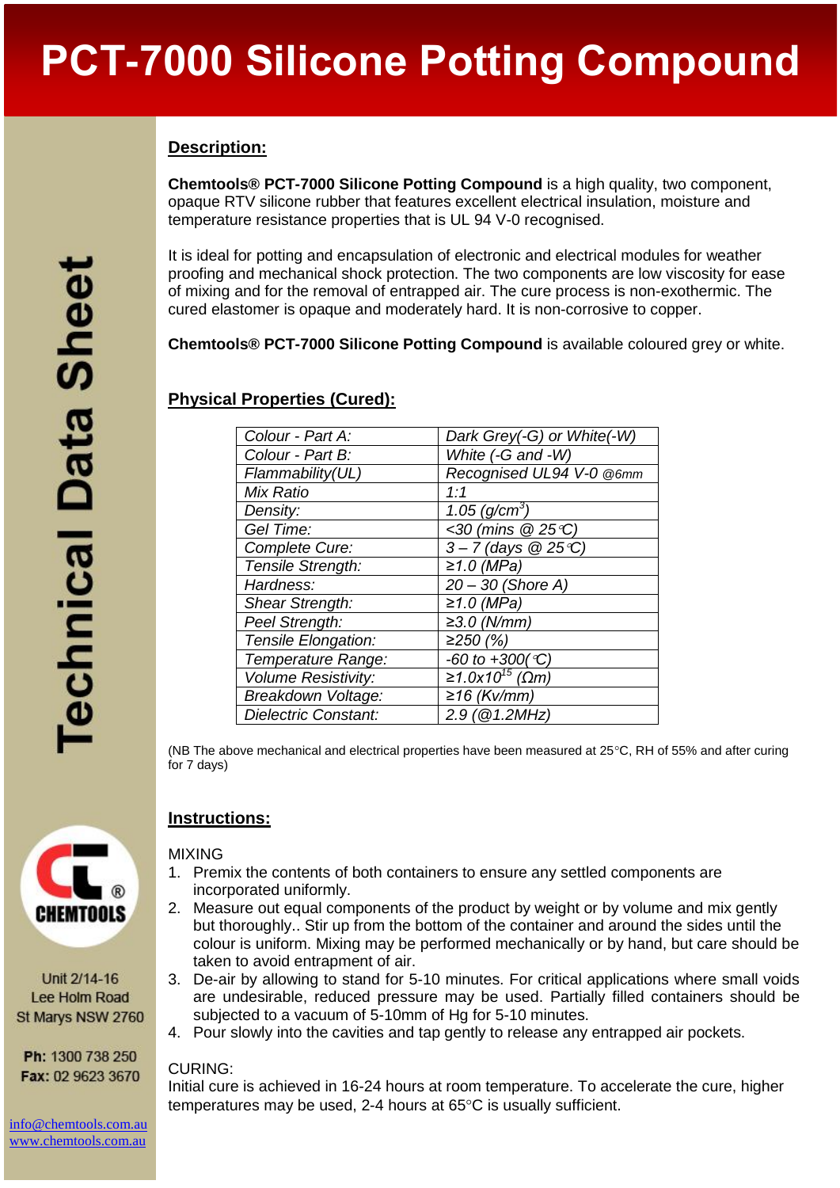# PCT-7000 Silicone Potting Compound

Technical Data Sheet

## Description:

**Chemtools® PCT-7000 Silicone Potting Compound** is a high quality, two component, opaque RTV silicone rubber that features excellent electrical insulation, moisture and temperature resistance properties that is UL 94 V-0 recognised.

It is ideal for potting and encapsulation of electronic and electrical modules for weather proofing and mechanical shock protection. The two components are low viscosity for ease of mixing and for the removal of entrapped air. The cure process is non-exothermic. The cured elastomer is opaque and moderately hard. It is non-corrosive to copper.

**Chemtools® PCT-7000 Silicone Potting Compound** is available coloured grey or white.

## Physical Properties (Cured):

| | |
|---|---|
| *Colour - Part A:* | *Dark Grey(-G) or White(-W)* |
| *Colour - Part B:* | *White (-G and -W)* |
| *Flammability(UL)* | *Recognised UL94 V-0 @6mm* |
| *Mix Ratio* | *1:1* |
| *Density:* | *1.05 (g/cm$^3$)* |
| *Gel Time:* | *<30 (mins @ 25℃)* |
| *Complete Cure:* | *3 – 7 (days @ 25℃)* |
| *Tensile Strength:* | *≥1.0 (MPa)* |
| *Hardness:* | *20 – 30 (Shore A)* |
| *Shear Strength:* | *≥1.0 (MPa)* |
| *Peel Strength:* | *≥3.0 (N/mm)* |
| *Tensile Elongation:* | *≥250 (%)* |
| *Temperature Range:* | *-60 to +300(℃)* |
| *Volume Resistivity:* | *≥1.0x10$^{15}$ (Ωm)* |
| *Breakdown Voltage:* | *≥16 (Kv/mm)* |
| *Dielectric Constant:* | *2.9 (@1.2MHz)* |

(NB The above mechanical and electrical properties have been measured at 25°C, RH of 55% and after curing for 7 days)

## Instructions:

MIXING

1. Premix the contents of both containers to ensure any settled components are incorporated uniformly.
2. Measure out equal components of the product by weight or by volume and mix gently but thoroughly.. Stir up from the bottom of the container and around the sides until the colour is uniform. Mixing may be performed mechanically or by hand, but care should be taken to avoid entrapment of air.
3. De-air by allowing to stand for 5-10 minutes. For critical applications where small voids are undesirable, reduced pressure may be used. Partially filled containers should be subjected to a vacuum of 5-10mm of Hg for 5-10 minutes.
4. Pour slowly into the cavities and tap gently to release any entrapped air pockets.

CURING:

Initial cure is achieved in 16-24 hours at room temperature. To accelerate the cure, higher temperatures may be used, 2-4 hours at 65°C is usually sufficient.

CHEMTOOLS®

Unit 2/14-16
Lee Holm Road
St Marys NSW 2760

**Ph:** 1300 738 250
**Fax:** 02 9623 3670

info@chemtools.com.au
www.chemtools.com.au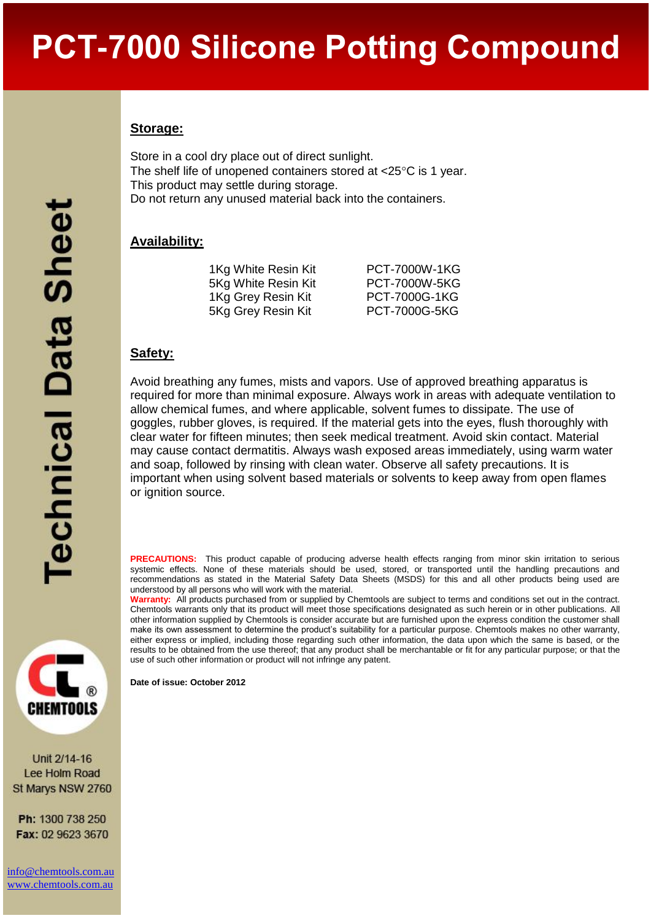# PCT-7000 Silicone Potting Compound

**Technical Data Sheet**

## Storage:

Store in a cool dry place out of direct sunlight.
The shelf life of unopened containers stored at <25°C is 1 year.
This product may settle during storage.
Do not return any unused material back into the containers.

## Availability:

| | |
|---|---|
| 1Kg White Resin Kit | PCT-7000W-1KG |
| 5Kg White Resin Kit | PCT-7000W-5KG |
| 1Kg Grey Resin Kit | PCT-7000G-1KG |
| 5Kg Grey Resin Kit | PCT-7000G-5KG |

## Safety:

Avoid breathing any fumes, mists and vapors. Use of approved breathing apparatus is required for more than minimal exposure. Always work in areas with adequate ventilation to allow chemical fumes, and where applicable, solvent fumes to dissipate. The use of goggles, rubber gloves, is required. If the material gets into the eyes, flush thoroughly with clear water for fifteen minutes; then seek medical treatment. Avoid skin contact. Material may cause contact dermatitis. Always wash exposed areas immediately, using warm water and soap, followed by rinsing with clean water. Observe all safety precautions. It is important when using solvent based materials or solvents to keep away from open flames or ignition source.

**PRECAUTIONS:** This product capable of producing adverse health effects ranging from minor skin irritation to serious systemic effects. None of these materials should be used, stored, or transported until the handling precautions and recommendations as stated in the Material Safety Data Sheets (MSDS) for this and all other products being used are understood by all persons who will work with the material.
**Warranty:** All products purchased from or supplied by Chemtools are subject to terms and conditions set out in the contract. Chemtools warrants only that its product will meet those specifications designated as such herein or in other publications. All other information supplied by Chemtools is consider accurate but are furnished upon the express condition the customer shall make its own assessment to determine the product's suitability for a particular purpose. Chemtools makes no other warranty, either express or implied, including those regarding such other information, the data upon which the same is based, or the results to be obtained from the use thereof; that any product shall be merchantable or fit for any particular purpose; or that the use of such other information or product will not infringe any patent.

**Date of issue: October 2012**

CHEMTOOLS

Unit 2/14-16
Lee Holm Road
St Marys NSW 2760

**Ph:** 1300 738 250
**Fax:** 02 9623 3670

info@chemtools.com.au
www.chemtools.com.au